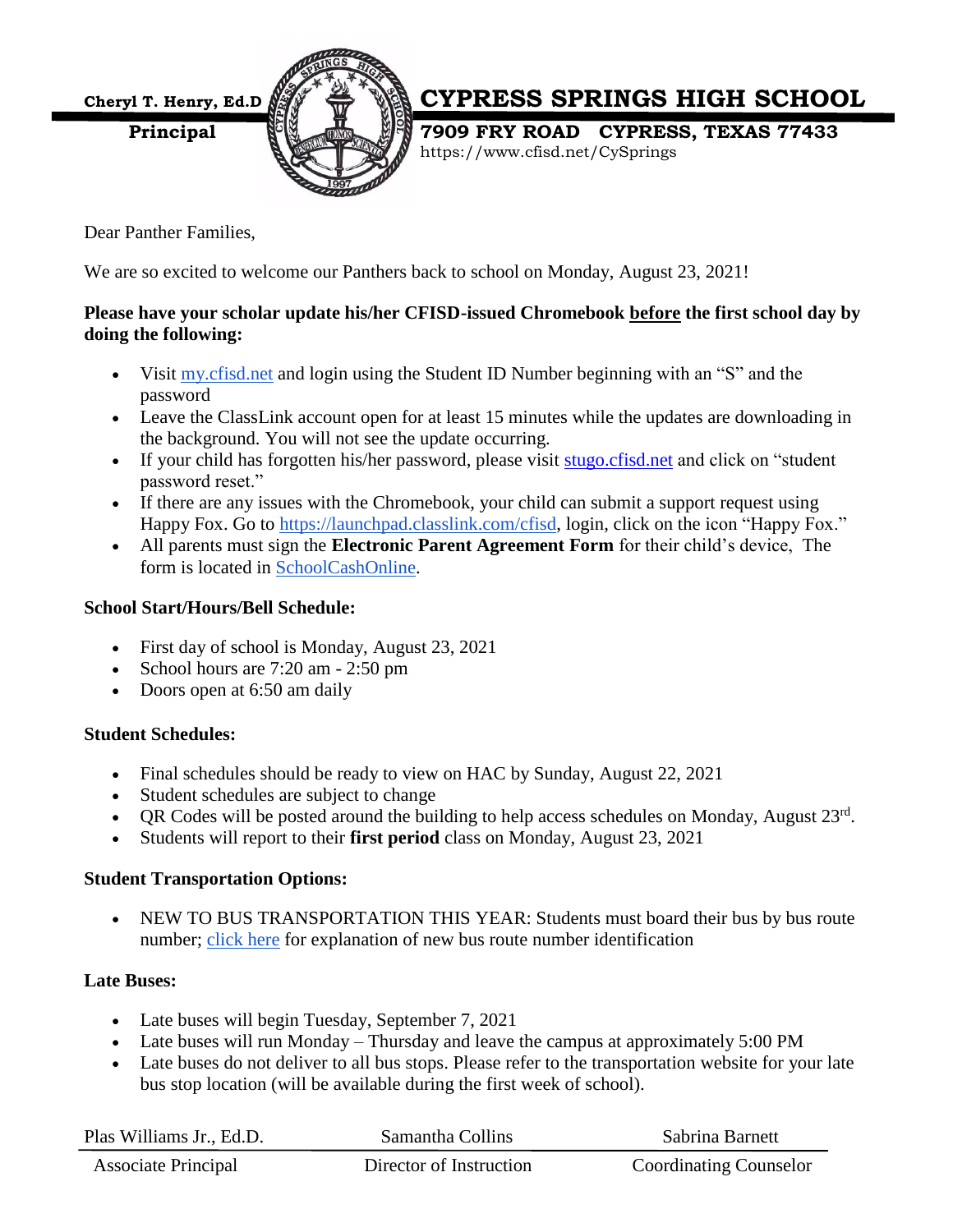**Cheryl T. Henry, Ed.D**
**Principal**

# CYPRESS SPRINGS HIGH SCHOOL

**7909 FRY ROAD CYPRESS, TEXAS 77433**
https://www.cfisd.net/CySprings

Dear Panther Families,

We are so excited to welcome our Panthers back to school on Monday, August 23, 2021!

**Please have your scholar update his/her CFISD-issued Chromebook before the first school day by doing the following:**

- Visit my.cfisd.net and login using the Student ID Number beginning with an "S" and the password
- Leave the ClassLink account open for at least 15 minutes while the updates are downloading in the background. You will not see the update occurring.
- If your child has forgotten his/her password, please visit stugo.cfisd.net and click on "student password reset."
- If there are any issues with the Chromebook, your child can submit a support request using Happy Fox. Go to https://launchpad.classlink.com/cfisd, login, click on the icon "Happy Fox."
- All parents must sign the **Electronic Parent Agreement Form** for their child's device, The form is located in SchoolCashOnline.

**School Start/Hours/Bell Schedule:**

- First day of school is Monday, August 23, 2021
- School hours are 7:20 am - 2:50 pm
- Doors open at 6:50 am daily

**Student Schedules:**

- Final schedules should be ready to view on HAC by Sunday, August 22, 2021
- Student schedules are subject to change
- QR Codes will be posted around the building to help access schedules on Monday, August 23rd.
- Students will report to their **first period** class on Monday, August 23, 2021

**Student Transportation Options:**

- NEW TO BUS TRANSPORTATION THIS YEAR: Students must board their bus by bus route number; click here for explanation of new bus route number identification

**Late Buses:**

- Late buses will begin Tuesday, September 7, 2021
- Late buses will run Monday – Thursday and leave the campus at approximately 5:00 PM
- Late buses do not deliver to all bus stops. Please refer to the transportation website for your late bus stop location (will be available during the first week of school).

| Plas Williams Jr., Ed.D. | Samantha Collins | Sabrina Barnett |
|---|---|---|
| Associate Principal | Director of Instruction | Coordinating Counselor |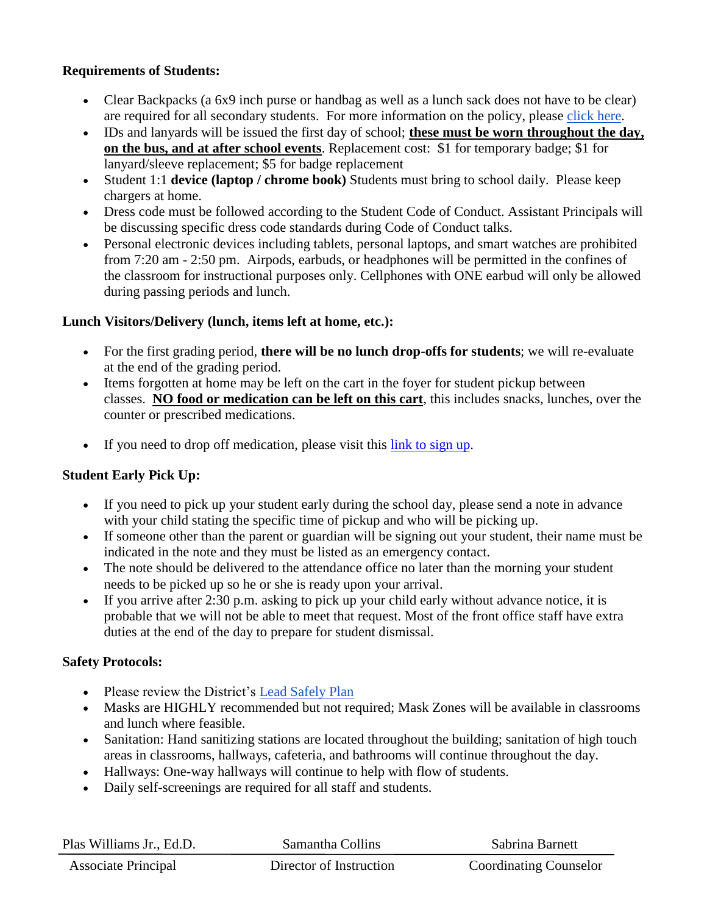**Requirements of Students:**

- Clear Backpacks (a 6x9 inch purse or handbag as well as a lunch sack does not have to be clear) are required for all secondary students. For more information on the policy, please click here.
- IDs and lanyards will be issued the first day of school; **these must be worn throughout the day, on the bus, and at after school events**. Replacement cost: $1 for temporary badge; $1 for lanyard/sleeve replacement; $5 for badge replacement
- Student 1:1 **device (laptop / chrome book)** Students must bring to school daily. Please keep chargers at home.
- Dress code must be followed according to the Student Code of Conduct. Assistant Principals will be discussing specific dress code standards during Code of Conduct talks.
- Personal electronic devices including tablets, personal laptops, and smart watches are prohibited from 7:20 am - 2:50 pm. Airpods, earbuds, or headphones will be permitted in the confines of the classroom for instructional purposes only. Cellphones with ONE earbud will only be allowed during passing periods and lunch.

**Lunch Visitors/Delivery (lunch, items left at home, etc.):**

- For the first grading period, **there will be no lunch drop-offs for students**; we will re-evaluate at the end of the grading period.
- Items forgotten at home may be left on the cart in the foyer for student pickup between classes. **NO food or medication can be left on this cart**, this includes snacks, lunches, over the counter or prescribed medications.
- If you need to drop off medication, please visit this link to sign up.

**Student Early Pick Up:**

- If you need to pick up your student early during the school day, please send a note in advance with your child stating the specific time of pickup and who will be picking up.
- If someone other than the parent or guardian will be signing out your student, their name must be indicated in the note and they must be listed as an emergency contact.
- The note should be delivered to the attendance office no later than the morning your student needs to be picked up so he or she is ready upon your arrival.
- If you arrive after 2:30 p.m. asking to pick up your child early without advance notice, it is probable that we will not be able to meet that request. Most of the front office staff have extra duties at the end of the day to prepare for student dismissal.

**Safety Protocols:**

- Please review the District's Lead Safely Plan
- Masks are HIGHLY recommended but not required; Mask Zones will be available in classrooms and lunch where feasible.
- Sanitation: Hand sanitizing stations are located throughout the building; sanitation of high touch areas in classrooms, hallways, cafeteria, and bathrooms will continue throughout the day.
- Hallways: One-way hallways will continue to help with flow of students.
- Daily self-screenings are required for all staff and students.

| Plas Williams Jr., Ed.D. | Samantha Collins | Sabrina Barnett |
|---|---|---|
| Associate Principal | Director of Instruction | Coordinating Counselor |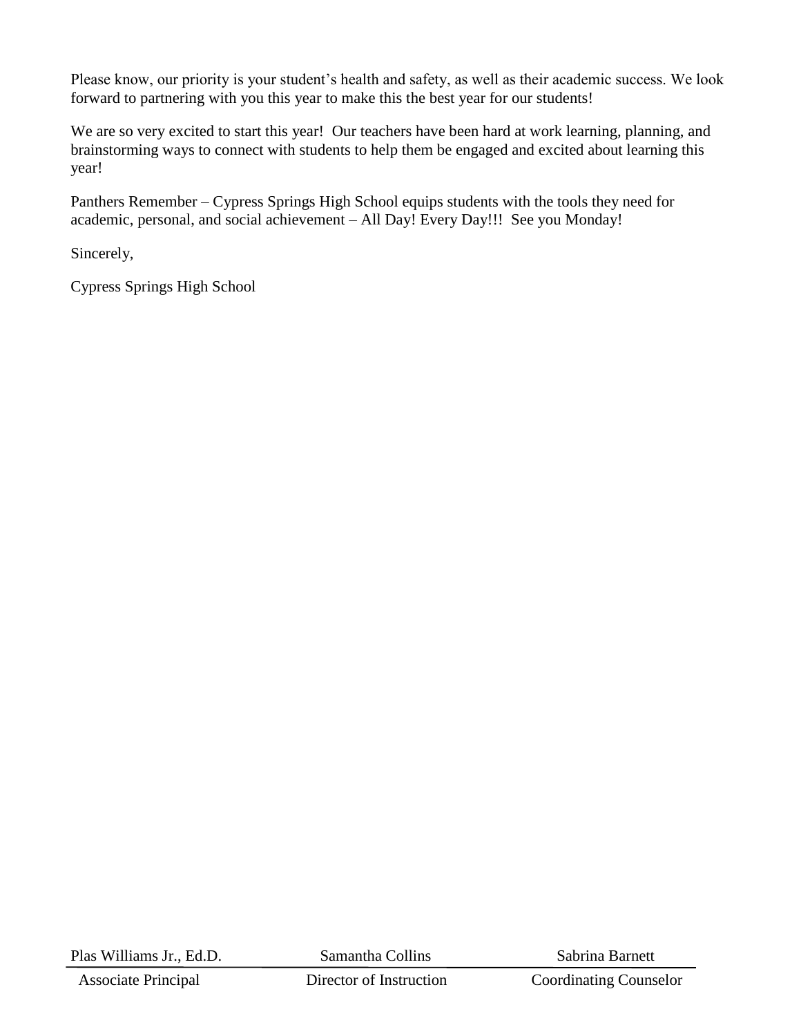Please know, our priority is your student's health and safety, as well as their academic success. We look forward to partnering with you this year to make this the best year for our students!

We are so very excited to start this year! Our teachers have been hard at work learning, planning, and brainstorming ways to connect with students to help them be engaged and excited about learning this year!

Panthers Remember – Cypress Springs High School equips students with the tools they need for academic, personal, and social achievement – All Day! Every Day!!! See you Monday!

Sincerely,

Cypress Springs High School

| | | |
|---|---|---|
| Plas Williams Jr., Ed.D. | Samantha Collins | Sabrina Barnett |
| Associate Principal | Director of Instruction | Coordinating Counselor |